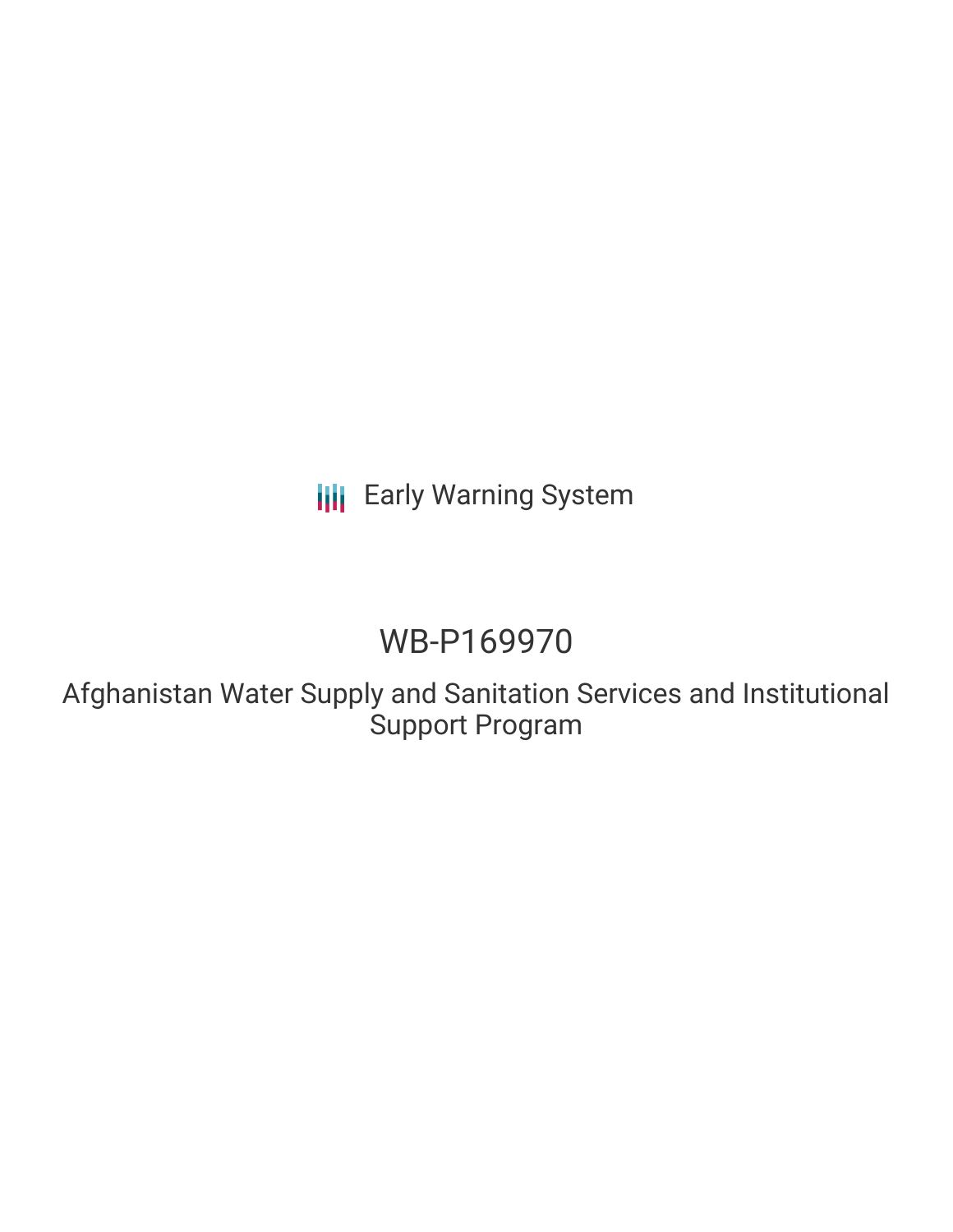Early Warning System

# WB-P169970

Afghanistan Water Supply and Sanitation Services and Institutional Support Program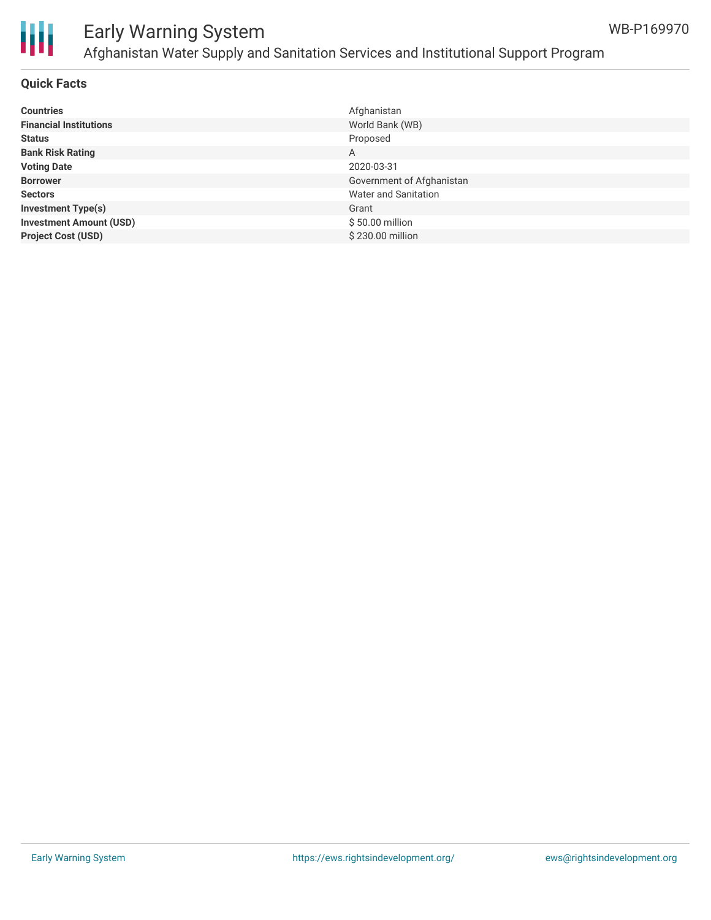## Quick Facts

| | |
|---|---|
| **Countries** | Afghanistan |
| **Financial Institutions** | World Bank (WB) |
| **Status** | Proposed |
| **Bank Risk Rating** | A |
| **Voting Date** | 2020-03-31 |
| **Borrower** | Government of Afghanistan |
| **Sectors** | Water and Sanitation |
| **Investment Type(s)** | Grant |
| **Investment Amount (USD)** | $ 50.00 million |
| **Project Cost (USD)** | $ 230.00 million |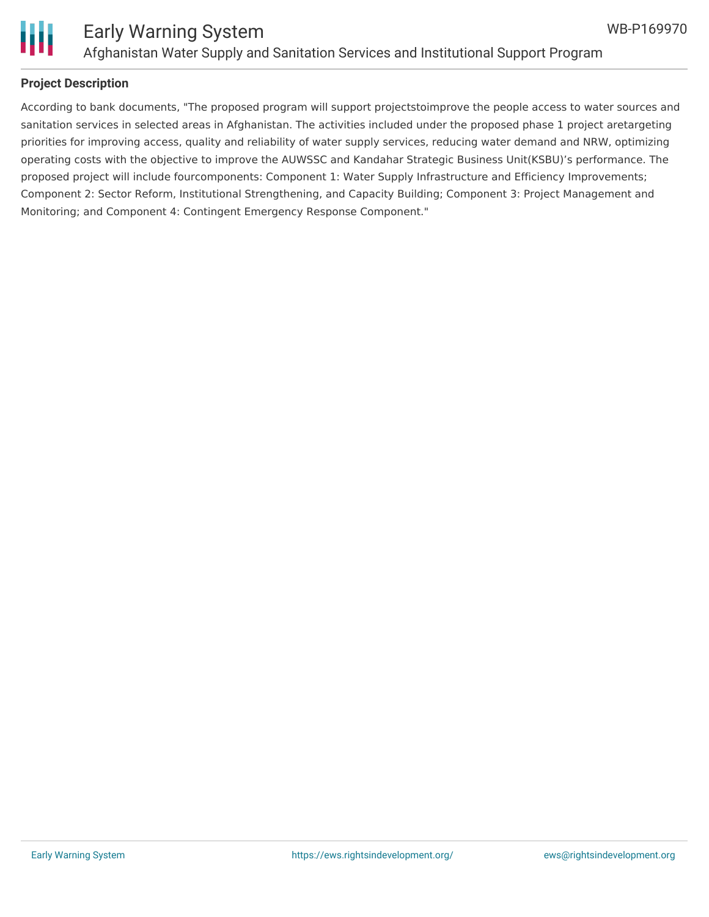## Project Description

According to bank documents, "The proposed program will support projectstoimprove the people access to water sources and sanitation services in selected areas in Afghanistan. The activities included under the proposed phase 1 project aretargeting priorities for improving access, quality and reliability of water supply services, reducing water demand and NRW, optimizing operating costs with the objective to improve the AUWSSC and Kandahar Strategic Business Unit(KSBU)'s performance. The proposed project will include fourcomponents: Component 1: Water Supply Infrastructure and Efficiency Improvements; Component 2: Sector Reform, Institutional Strengthening, and Capacity Building; Component 3: Project Management and Monitoring; and Component 4: Contingent Emergency Response Component."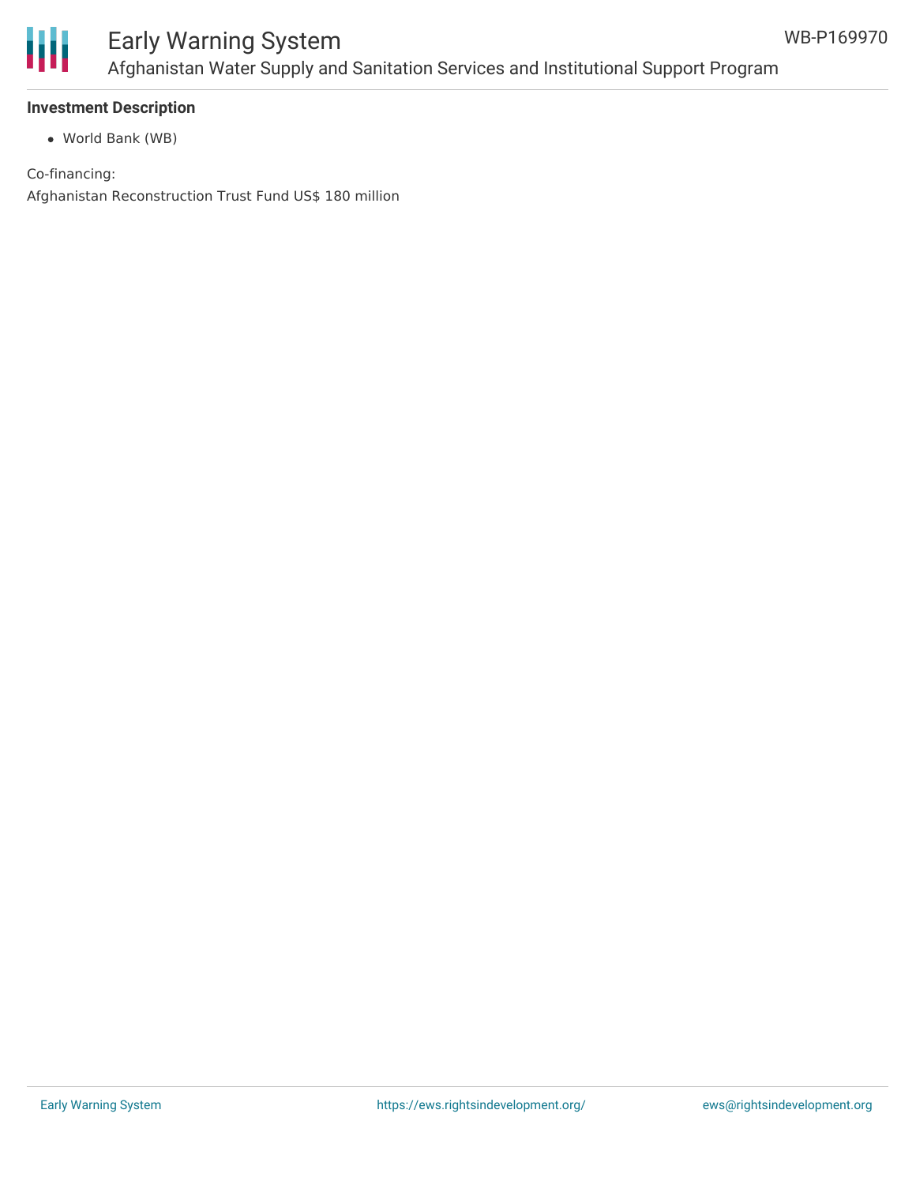**Investment Description**

- World Bank (WB)

Co-financing:

Afghanistan Reconstruction Trust Fund US$ 180 million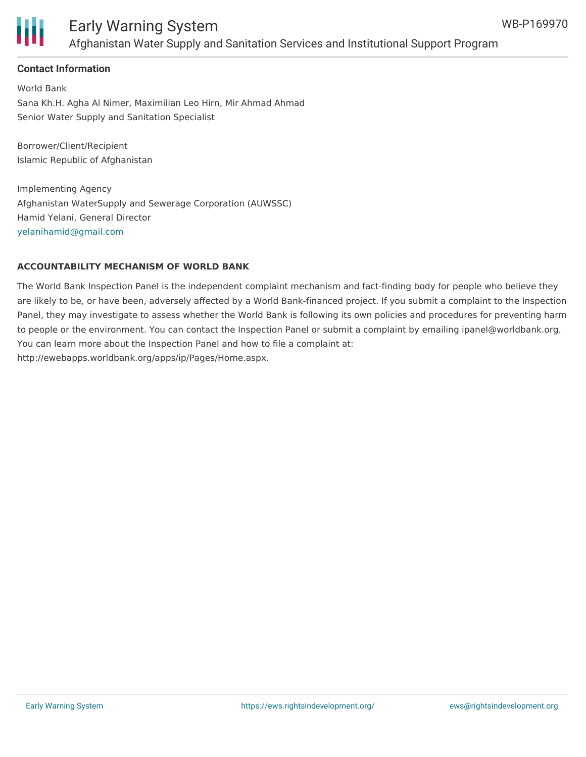**Contact Information**

World Bank
Sana Kh.H. Agha Al Nimer, Maximilian Leo Hirn, Mir Ahmad Ahmad
Senior Water Supply and Sanitation Specialist

Borrower/Client/Recipient
Islamic Republic of Afghanistan

Implementing Agency
Afghanistan WaterSupply and Sewerage Corporation (AUWSSC)
Hamid Yelani, General Director
yelanihamid@gmail.com

**ACCOUNTABILITY MECHANISM OF WORLD BANK**

The World Bank Inspection Panel is the independent complaint mechanism and fact-finding body for people who believe they are likely to be, or have been, adversely affected by a World Bank-financed project. If you submit a complaint to the Inspection Panel, they may investigate to assess whether the World Bank is following its own policies and procedures for preventing harm to people or the environment. You can contact the Inspection Panel or submit a complaint by emailing ipanel@worldbank.org. You can learn more about the Inspection Panel and how to file a complaint at: http://ewebapps.worldbank.org/apps/ip/Pages/Home.aspx.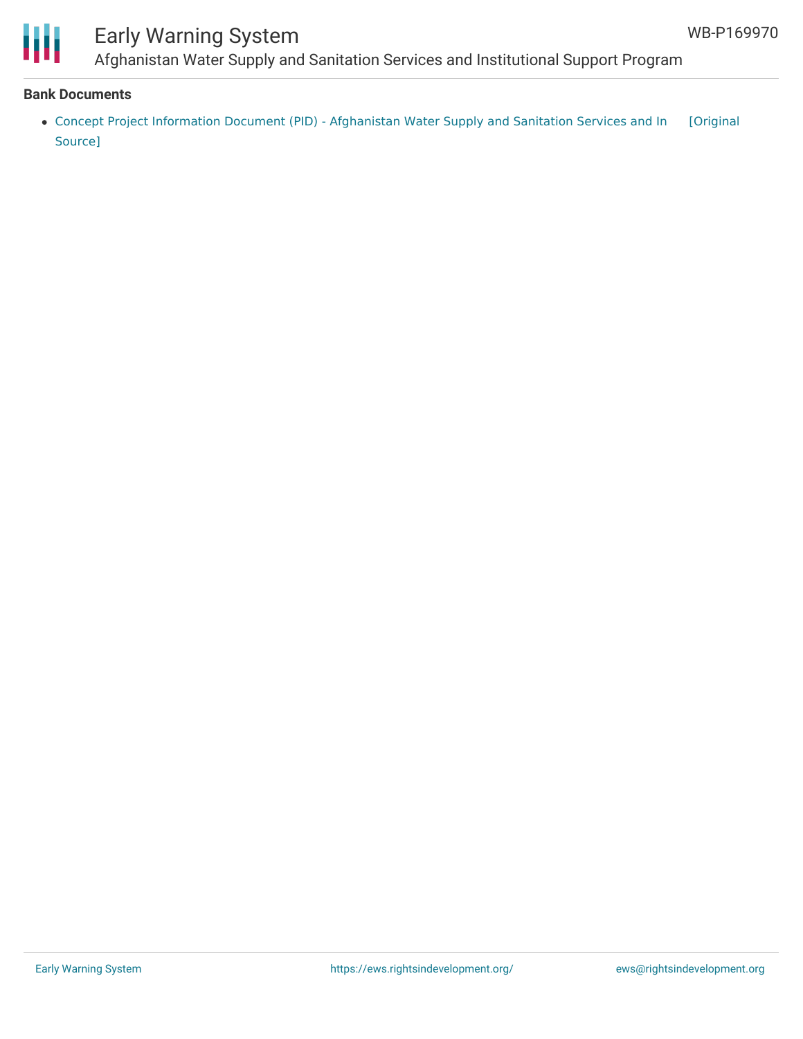## Bank Documents

- Concept Project Information Document (PID) - Afghanistan Water Supply and Sanitation Services and In [Original Source]